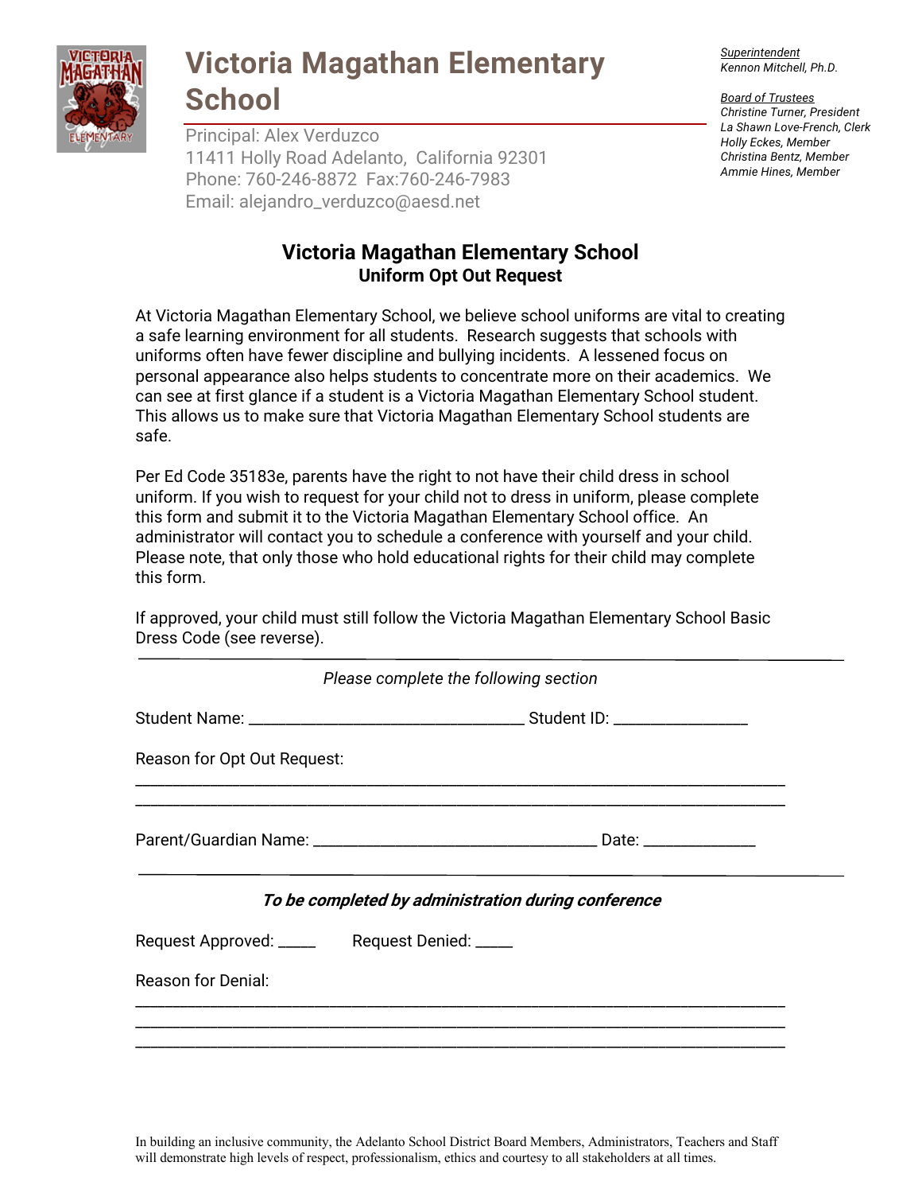# Victoria Magathan Elementary School

Principal: Alex Verduzco
11411 Holly Road Adelanto, California 92301
Phone: 760-246-8872 Fax:760-246-7983
Email: alejandro_verduzco@aesd.net

*Superintendent*
*Kennon Mitchell, Ph.D.*

*Board of Trustees*
*Christine Turner, President*
*La Shawn Love-French, Clerk*
*Holly Eckes, Member*
*Christina Bentz, Member*
*Ammie Hines, Member*

## Victoria Magathan Elementary School
### Uniform Opt Out Request

At Victoria Magathan Elementary School, we believe school uniforms are vital to creating a safe learning environment for all students. Research suggests that schools with uniforms often have fewer discipline and bullying incidents. A lessened focus on personal appearance also helps students to concentrate more on their academics. We can see at first glance if a student is a Victoria Magathan Elementary School student. This allows us to make sure that Victoria Magathan Elementary School students are safe.

Per Ed Code 35183e, parents have the right to not have their child dress in school uniform. If you wish to request for your child not to dress in uniform, please complete this form and submit it to the Victoria Magathan Elementary School office. An administrator will contact you to schedule a conference with yourself and your child. Please note, that only those who hold educational rights for their child may complete this form.

If approved, your child must still follow the Victoria Magathan Elementary School Basic Dress Code (see reverse).

---

*Please complete the following section*

Student Name: ________________________________ Student ID: _______________

Reason for Opt Out Request:
_____________________________________________________________________________
_____________________________________________________________________________

Parent/Guardian Name: _________________________________ Date: _____________

---

***To be completed by administration during conference***

Request Approved: _____ Request Denied: _____

Reason for Denial:
_____________________________________________________________________________
_____________________________________________________________________________
_____________________________________________________________________________

In building an inclusive community, the Adelanto School District Board Members, Administrators, Teachers and Staff will demonstrate high levels of respect, professionalism, ethics and courtesy to all stakeholders at all times.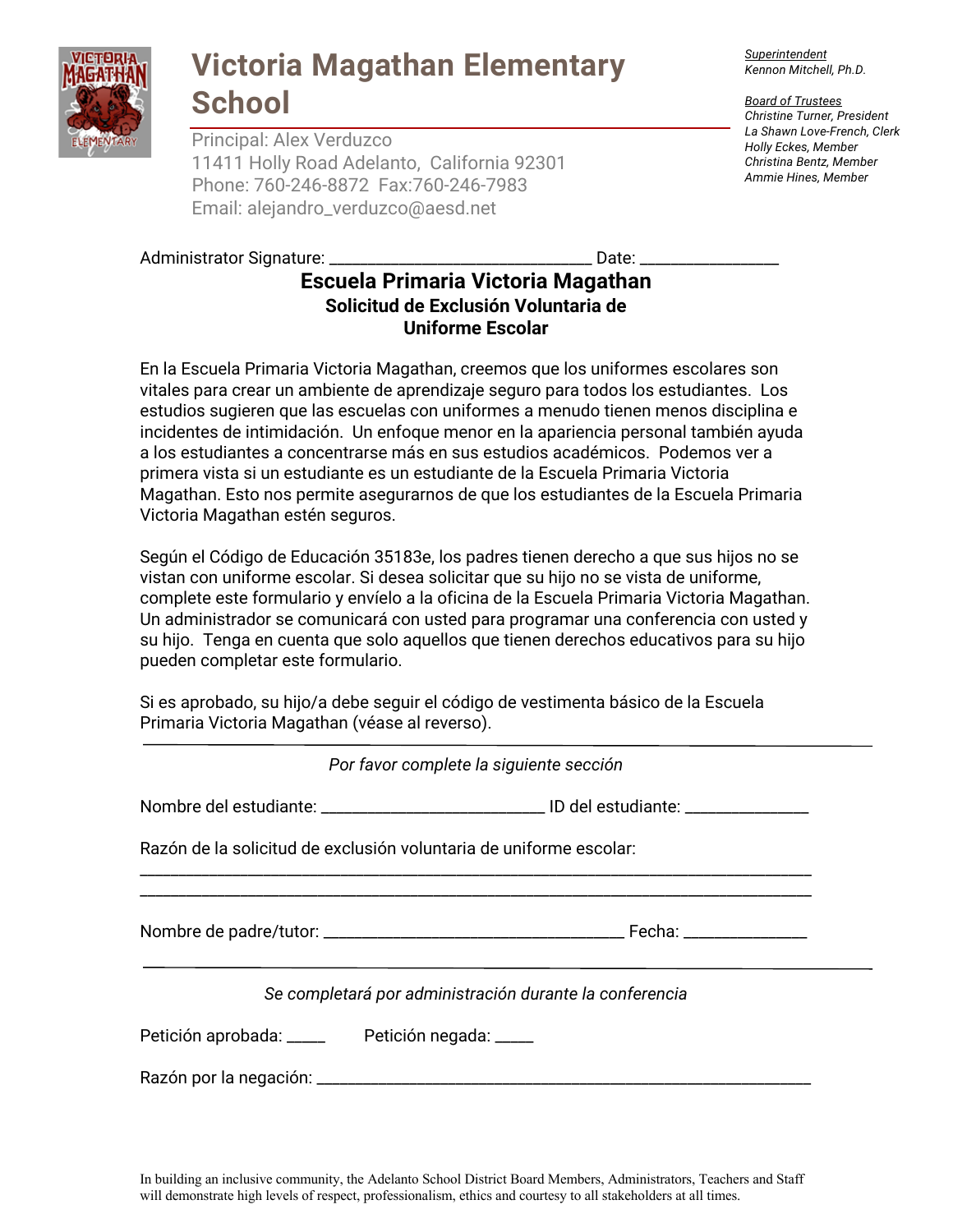# Victoria Magathan Elementary School

Principal: Alex Verduzco
11411 Holly Road Adelanto, California 92301
Phone: 760-246-8872 Fax:760-246-7983
Email: alejandro_verduzco@aesd.net

*Superintendent*
*Kennon Mitchell, Ph.D.*

*Board of Trustees*
*Christine Turner, President*
*La Shawn Love-French, Clerk*
*Holly Eckes, Member*
*Christina Bentz, Member*
*Ammie Hines, Member*

Administrator Signature: ______________________________ Date: _______________

## Escuela Primaria Victoria Magathan

### Solicitud de Exclusión Voluntaria de Uniforme Escolar

En la Escuela Primaria Victoria Magathan, creemos que los uniformes escolares son vitales para crear un ambiente de aprendizaje seguro para todos los estudiantes. Los estudios sugieren que las escuelas con uniformes a menudo tienen menos disciplina e incidentes de intimidación. Un enfoque menor en la apariencia personal también ayuda a los estudiantes a concentrarse más en sus estudios académicos. Podemos ver a primera vista si un estudiante es un estudiante de la Escuela Primaria Victoria Magathan. Esto nos permite asegurarnos de que los estudiantes de la Escuela Primaria Victoria Magathan estén seguros.

Según el Código de Educación 35183e, los padres tienen derecho a que sus hijos no se vistan con uniforme escolar. Si desea solicitar que su hijo no se vista de uniforme, complete este formulario y envíelo a la oficina de la Escuela Primaria Victoria Magathan. Un administrador se comunicará con usted para programar una conferencia con usted y su hijo. Tenga en cuenta que solo aquellos que tienen derechos educativos para su hijo pueden completar este formulario.

Si es aprobado, su hijo/a debe seguir el código de vestimenta básico de la Escuela Primaria Victoria Magathan (véase al reverso).

---

*Por favor complete la siguiente sección*

Nombre del estudiante: _________________________ ID del estudiante: ______________

Razón de la solicitud de exclusión voluntaria de uniforme escolar:

___________________________________________________________________________

___________________________________________________________________________

Nombre de padre/tutor: __________________________________ Fecha: ______________

---

*Se completará por administración durante la conferencia*

Petición aprobada: _____ Petición negada: _____

Razón por la negación: _______________________________________________________

In building an inclusive community, the Adelanto School District Board Members, Administrators, Teachers and Staff will demonstrate high levels of respect, professionalism, ethics and courtesy to all stakeholders at all times.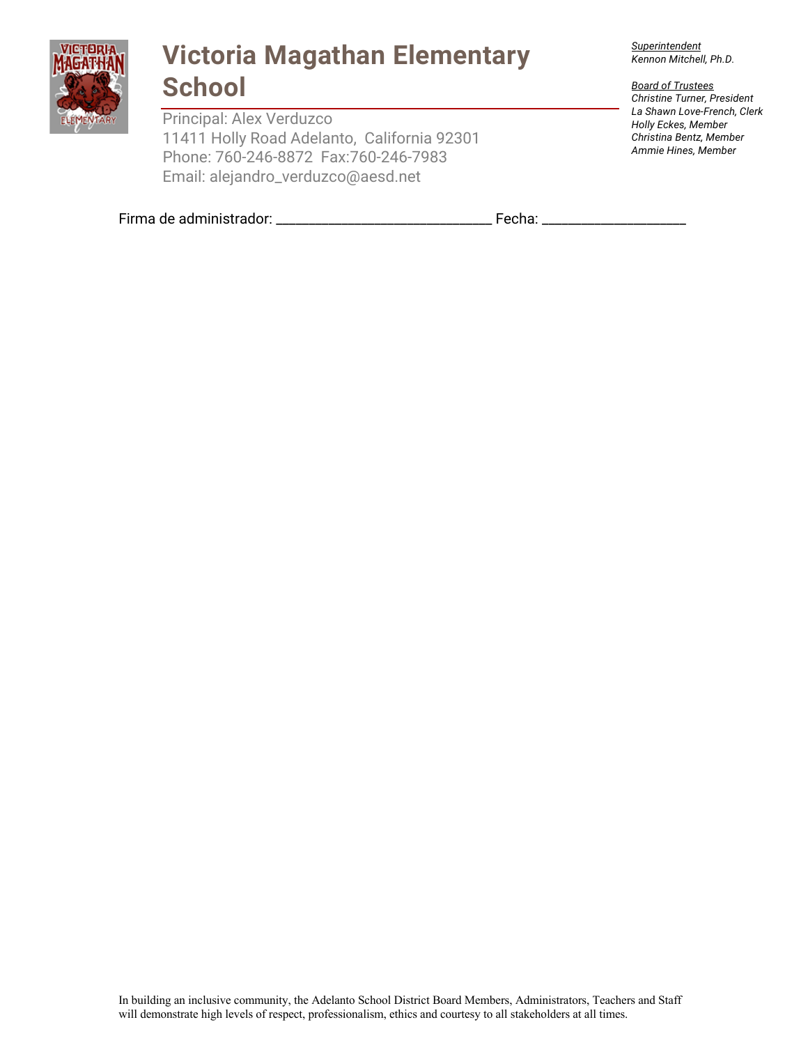# Victoria Magathan Elementary School

Principal: Alex Verduzco
11411 Holly Road Adelanto, California 92301
Phone: 760-246-8872 Fax:760-246-7983
Email: alejandro_verduzco@aesd.net

*Superintendent*
*Kennon Mitchell, Ph.D.*

*Board of Trustees*
*Christine Turner, President*
*La Shawn Love-French, Clerk*
*Holly Eckes, Member*
*Christina Bentz, Member*
*Ammie Hines, Member*

Firma de administrador: ______________________________ Fecha: ____________________

In building an inclusive community, the Adelanto School District Board Members, Administrators, Teachers and Staff will demonstrate high levels of respect, professionalism, ethics and courtesy to all stakeholders at all times.